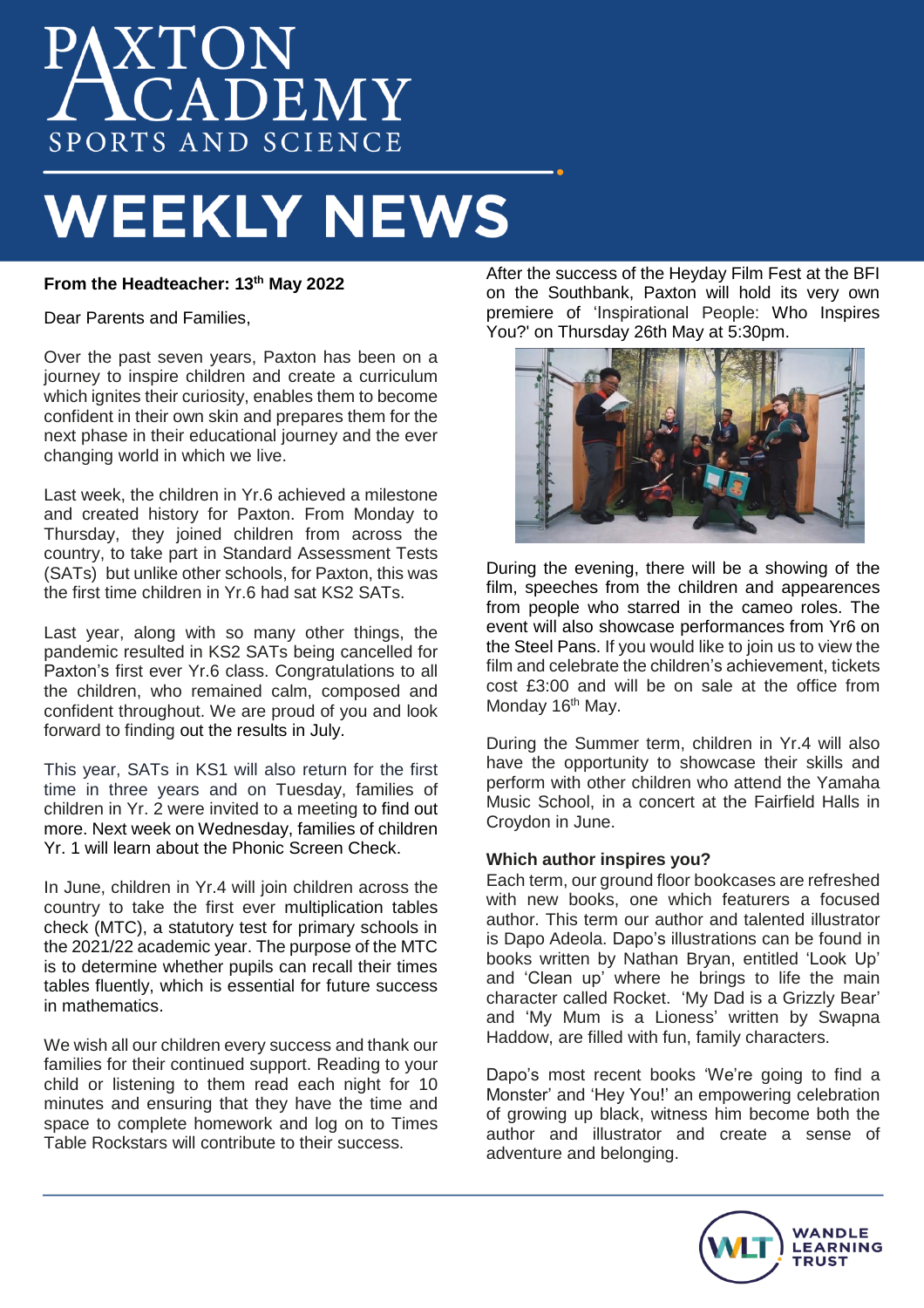# PAXTON ACADEMY

SPORTS AND SCIENCE

# WEEKLY NEWS

**From the Headteacher: 13th May 2022**

Dear Parents and Families,

Over the past seven years, Paxton has been on a journey to inspire children and create a curriculum which ignites their curiosity, enables them to become confident in their own skin and prepares them for the next phase in their educational journey and the ever changing world in which we live.

Last week, the children in Yr.6 achieved a milestone and created history for Paxton. From Monday to Thursday, they joined children from across the country, to take part in Standard Assessment Tests (SATs) but unlike other schools, for Paxton, this was the first time children in Yr.6 had sat KS2 SATs.

Last year, along with so many other things, the pandemic resulted in KS2 SATs being cancelled for Paxton's first ever Yr.6 class. Congratulations to all the children, who remained calm, composed and confident throughout. We are proud of you and look forward to finding out the results in July.

This year, SATs in KS1 will also return for the first time in three years and on Tuesday, families of children in Yr. 2 were invited to a meeting to find out more. Next week on Wednesday, families of children Yr. 1 will learn about the Phonic Screen Check.

In June, children in Yr.4 will join children across the country to take the first ever multiplication tables check (MTC), a statutory test for primary schools in the 2021/22 academic year. The purpose of the MTC is to determine whether pupils can recall their times tables fluently, which is essential for future success in mathematics.

We wish all our children every success and thank our families for their continued support. Reading to your child or listening to them read each night for 10 minutes and ensuring that they have the time and space to complete homework and log on to Times Table Rockstars will contribute to their success.

After the success of the Heyday Film Fest at the BFI on the Southbank, Paxton will hold its very own premiere of 'Inspirational People: Who Inspires You?' on Thursday 26th May at 5:30pm.

During the evening, there will be a showing of the film, speeches from the children and appearences from people who starred in the cameo roles. The event will also showcase performances from Yr6 on the Steel Pans. If you would like to join us to view the film and celebrate the children's achievement, tickets cost £3:00 and will be on sale at the office from Monday 16th May.

During the Summer term, children in Yr.4 will also have the opportunity to showcase their skills and perform with other children who attend the Yamaha Music School, in a concert at the Fairfield Halls in Croydon in June.

**Which author inspires you?**

Each term, our ground floor bookcases are refreshed with new books, one which featurers a focused author. This term our author and talented illustrator is Dapo Adeola. Dapo's illustrations can be found in books written by Nathan Bryan, entitled 'Look Up' and 'Clean up' where he brings to life the main character called Rocket. 'My Dad is a Grizzly Bear' and 'My Mum is a Lioness' written by Swapna Haddow, are filled with fun, family characters.

Dapo's most recent books 'We're going to find a Monster' and 'Hey You!' an empowering celebration of growing up black, witness him become both the author and illustrator and create a sense of adventure and belonging.

WANDLE LEARNING TRUST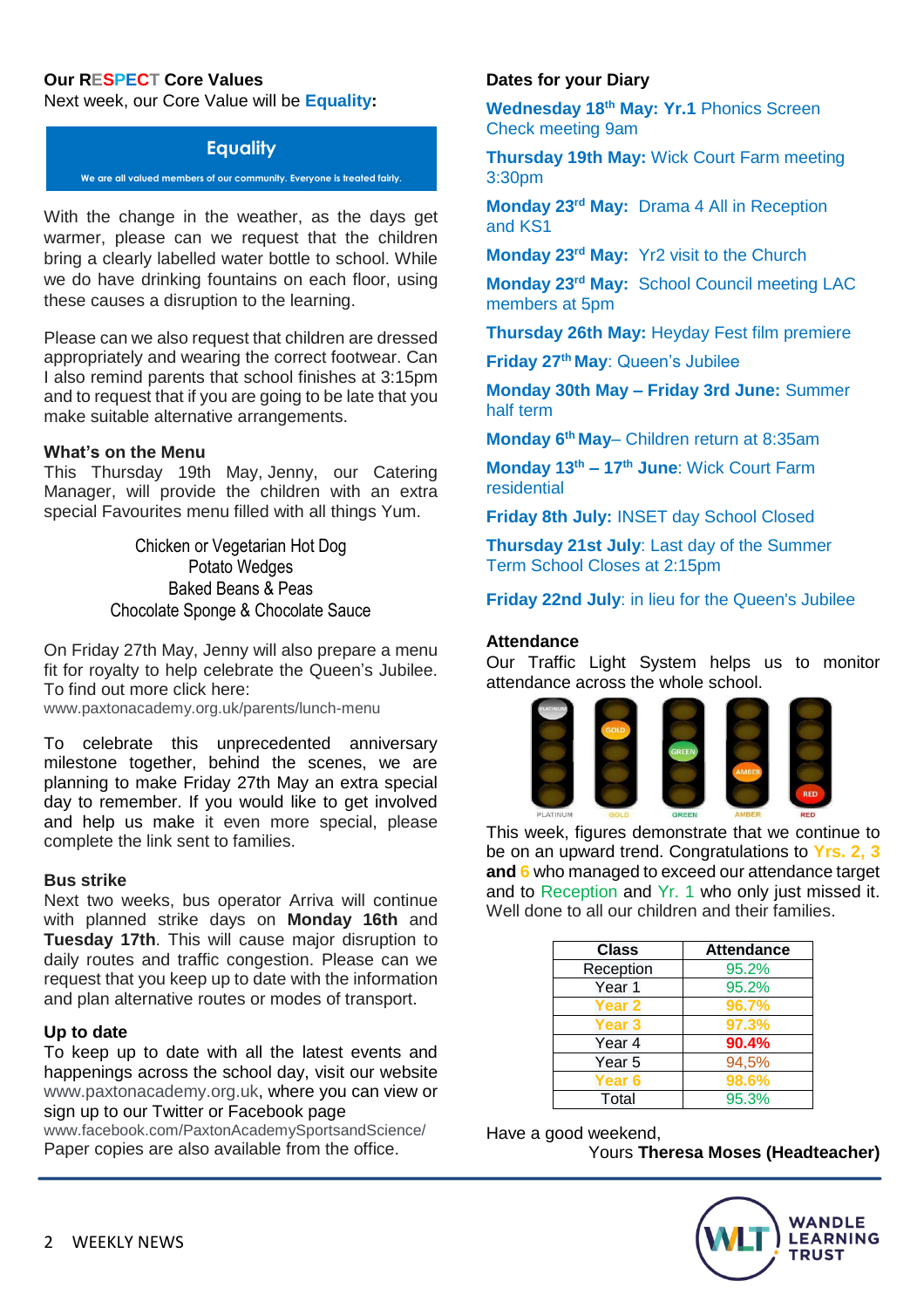### Our RESPECT Core Values

Next week, our Core Value will be **Equality:**

**Equality**

We are all valued members of our community. Everyone is treated fairly.

With the change in the weather, as the days get warmer, please can we request that the children bring a clearly labelled water bottle to school. While we do have drinking fountains on each floor, using these causes a disruption to the learning.

Please can we also request that children are dressed appropriately and wearing the correct footwear. Can I also remind parents that school finishes at 3:15pm and to request that if you are going to be late that you make suitable alternative arrangements.

### What's on the Menu

This Thursday 19th May, Jenny, our Catering Manager, will provide the children with an extra special Favourites menu filled with all things Yum.

Chicken or Vegetarian Hot Dog
Potato Wedges
Baked Beans & Peas
Chocolate Sponge & Chocolate Sauce

On Friday 27th May, Jenny will also prepare a menu fit for royalty to help celebrate the Queen's Jubilee. To find out more click here:
www.paxtonacademy.org.uk/parents/lunch-menu

To celebrate this unprecedented anniversary milestone together, behind the scenes, we are planning to make Friday 27th May an extra special day to remember. If you would like to get involved and help us make it even more special, please complete the link sent to families.

### Bus strike

Next two weeks, bus operator Arriva will continue with planned strike days on **Monday 16th** and **Tuesday 17th**. This will cause major disruption to daily routes and traffic congestion. Please can we request that you keep up to date with the information and plan alternative routes or modes of transport.

### Up to date

To keep up to date with all the latest events and happenings across the school day, visit our website www.paxtonacademy.org.uk, where you can view or sign up to our Twitter or Facebook page
www.facebook.com/PaxtonAcademySportsandScience/
Paper copies are also available from the office.

### Dates for your Diary

**Wednesday 18th May: Yr.1** Phonics Screen Check meeting 9am

**Thursday 19th May:** Wick Court Farm meeting 3:30pm

**Monday 23rd May:** Drama 4 All in Reception and KS1

**Monday 23rd May:** Yr2 visit to the Church

**Monday 23rd May:** School Council meeting LAC members at 5pm

**Thursday 26th May:** Heyday Fest film premiere

**Friday 27th May**: Queen's Jubilee

**Monday 30th May – Friday 3rd June:** Summer half term

**Monday 6th May**– Children return at 8:35am

**Monday 13th – 17th June**: Wick Court Farm residential

**Friday 8th July:** INSET day School Closed

**Thursday 21st July**: Last day of the Summer Term School Closes at 2:15pm

**Friday 22nd July**: in lieu for the Queen's Jubilee

### Attendance

Our Traffic Light System helps us to monitor attendance across the whole school.

PLATINUM GOLD GREEN AMBER RED

This week, figures demonstrate that we continue to be on an upward trend. Congratulations to **Yrs. 2, 3 and 6** who managed to exceed our attendance target and to Reception and Yr. 1 who only just missed it. Well done to all our children and their families.

| Class | Attendance |
|---|---|
| Reception | 95.2% |
| Year 1 | 95.2% |
| **Year 2** | **96.7%** |
| **Year 3** | **97.3%** |
| Year 4 | **90.4%** |
| Year 5 | 94,5% |
| **Year 6** | **98.6%** |
| Total | 95.3% |

Have a good weekend,

Yours **Theresa Moses (Headteacher)**

WANDLE LEARNING TRUST